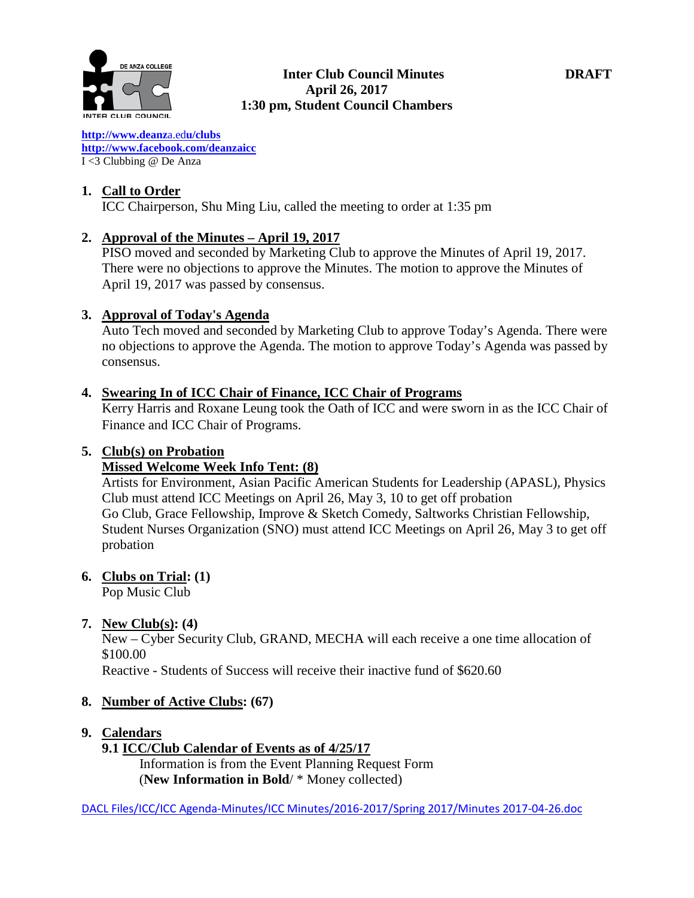**Inter Club Council Minutes** **DRAFT**
**April 26, 2017**
**1:30 pm, Student Council Chambers**

http://www.deanza.edu/clubs
http://www.facebook.com/deanzaicc
I <3 Clubbing @ De Anza

1. **Call to Order**
   ICC Chairperson, Shu Ming Liu, called the meeting to order at 1:35 pm

2. **Approval of the Minutes – April 19, 2017**
   PISO moved and seconded by Marketing Club to approve the Minutes of April 19, 2017. There were no objections to approve the Minutes. The motion to approve the Minutes of April 19, 2017 was passed by consensus.

3. **Approval of Today's Agenda**
   Auto Tech moved and seconded by Marketing Club to approve Today's Agenda. There were no objections to approve the Agenda. The motion to approve Today's Agenda was passed by consensus.

4. **Swearing In of ICC Chair of Finance, ICC Chair of Programs**
   Kerry Harris and Roxane Leung took the Oath of ICC and were sworn in as the ICC Chair of Finance and ICC Chair of Programs.

5. **Club(s) on Probation**
   **Missed Welcome Week Info Tent: (8)**
   Artists for Environment, Asian Pacific American Students for Leadership (APASL), Physics Club must attend ICC Meetings on April 26, May 3, 10 to get off probation
   Go Club, Grace Fellowship, Improve & Sketch Comedy, Saltworks Christian Fellowship, Student Nurses Organization (SNO) must attend ICC Meetings on April 26, May 3 to get off probation

6. **Clubs on Trial: (1)**
   Pop Music Club

7. **New Club(s): (4)**
   New – Cyber Security Club, GRAND, MECHA will each receive a one time allocation of $100.00
   Reactive - Students of Success will receive their inactive fund of $620.60

8. **Number of Active Clubs: (67)**

9. **Calendars**
   **9.1 ICC/Club Calendar of Events as of 4/25/17**
   Information is from the Event Planning Request Form
   (**New Information in Bold**/ * Money collected)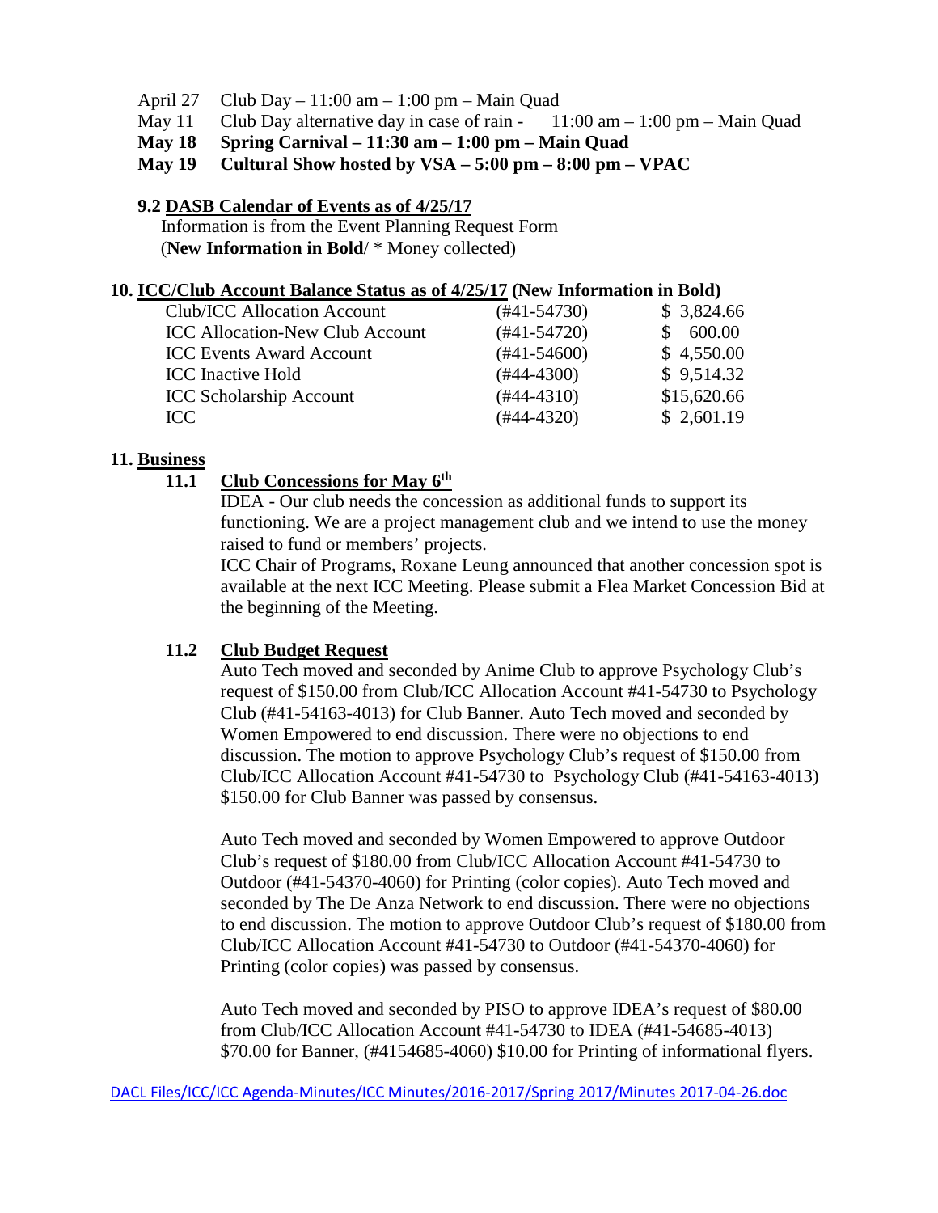April 27 Club Day – 11:00 am – 1:00 pm – Main Quad
May 11 Club Day alternative day in case of rain - 11:00 am – 1:00 pm – Main Quad
**May 18 Spring Carnival – 11:30 am – 1:00 pm – Main Quad**
**May 19 Cultural Show hosted by VSA – 5:00 pm – 8:00 pm – VPAC**

**9.2 DASB Calendar of Events as of 4/25/17**
Information is from the Event Planning Request Form
(**New Information in Bold**/ * Money collected)

## 10. ICC/Club Account Balance Status as of 4/25/17 (New Information in Bold)

| | | |
|---|---|---|
| Club/ICC Allocation Account | (#41-54730) | $ 3,824.66 |
| ICC Allocation-New Club Account | (#41-54720) | $ 600.00 |
| ICC Events Award Account | (#41-54600) | $ 4,550.00 |
| ICC Inactive Hold | (#44-4300) | $ 9,514.32 |
| ICC Scholarship Account | (#44-4310) | $15,620.66 |
| ICC | (#44-4320) | $ 2,601.19 |

## 11. Business

### 11.1 Club Concessions for May 6th

IDEA - Our club needs the concession as additional funds to support its functioning. We are a project management club and we intend to use the money raised to fund or members' projects.

ICC Chair of Programs, Roxane Leung announced that another concession spot is available at the next ICC Meeting. Please submit a Flea Market Concession Bid at the beginning of the Meeting.

### 11.2 Club Budget Request

Auto Tech moved and seconded by Anime Club to approve Psychology Club's request of $150.00 from Club/ICC Allocation Account #41-54730 to Psychology Club (#41-54163-4013) for Club Banner. Auto Tech moved and seconded by Women Empowered to end discussion. There were no objections to end discussion. The motion to approve Psychology Club's request of $150.00 from Club/ICC Allocation Account #41-54730 to Psychology Club (#41-54163-4013) $150.00 for Club Banner was passed by consensus.

Auto Tech moved and seconded by Women Empowered to approve Outdoor Club's request of $180.00 from Club/ICC Allocation Account #41-54730 to Outdoor (#41-54370-4060) for Printing (color copies). Auto Tech moved and seconded by The De Anza Network to end discussion. There were no objections to end discussion. The motion to approve Outdoor Club's request of $180.00 from Club/ICC Allocation Account #41-54730 to Outdoor (#41-54370-4060) for Printing (color copies) was passed by consensus.

Auto Tech moved and seconded by PISO to approve IDEA's request of $80.00 from Club/ICC Allocation Account #41-54730 to IDEA (#41-54685-4013) $70.00 for Banner, (#4154685-4060) $10.00 for Printing of informational flyers.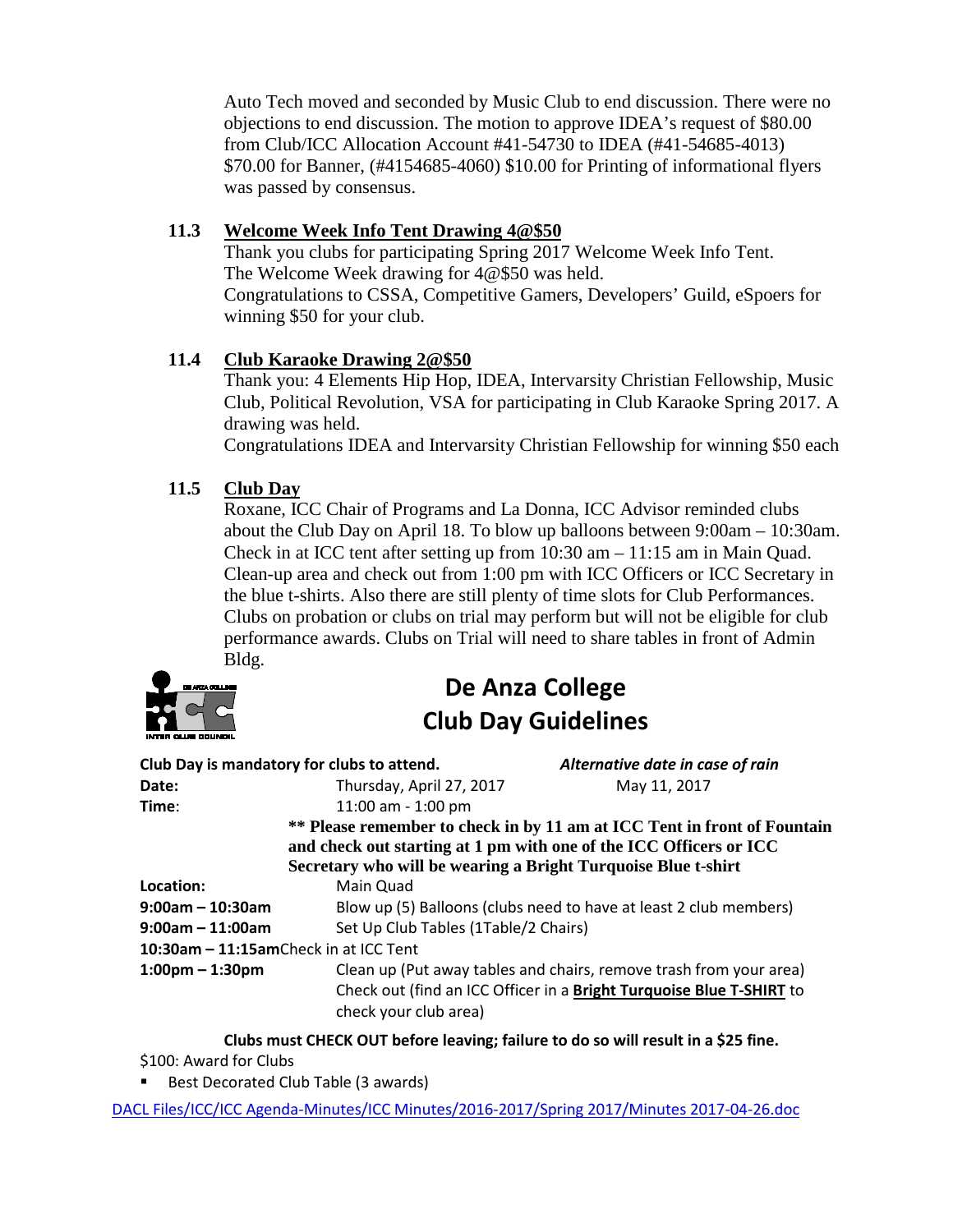Auto Tech moved and seconded by Music Club to end discussion. There were no objections to end discussion. The motion to approve IDEA's request of $80.00 from Club/ICC Allocation Account #41-54730 to IDEA (#41-54685-4013) $70.00 for Banner, (#4154685-4060) $10.00 for Printing of informational flyers was passed by consensus.

**11.3 Welcome Week Info Tent Drawing 4@$50**

Thank you clubs for participating Spring 2017 Welcome Week Info Tent.
The Welcome Week drawing for 4@$50 was held.
Congratulations to CSSA, Competitive Gamers, Developers' Guild, eSpoers for winning $50 for your club.

**11.4 Club Karaoke Drawing 2@$50**

Thank you: 4 Elements Hip Hop, IDEA, Intervarsity Christian Fellowship, Music Club, Political Revolution, VSA for participating in Club Karaoke Spring 2017. A drawing was held.
Congratulations IDEA and Intervarsity Christian Fellowship for winning $50 each

**11.5 Club Day**

Roxane, ICC Chair of Programs and La Donna, ICC Advisor reminded clubs about the Club Day on April 18. To blow up balloons between 9:00am – 10:30am. Check in at ICC tent after setting up from 10:30 am – 11:15 am in Main Quad. Clean-up area and check out from 1:00 pm with ICC Officers or ICC Secretary in the blue t-shirts. Also there are still plenty of time slots for Club Performances. Clubs on probation or clubs on trial may perform but will not be eligible for club performance awards. Clubs on Trial will need to share tables in front of Admin Bldg.

# De Anza College Club Day Guidelines

**Club Day is mandatory for clubs to attend.** *Alternative date in case of rain*

**Date:** Thursday, April 27, 2017 — May 11, 2017

**Time:** 11:00 am - 1:00 pm

**\*\* Please remember to check in by 11 am at ICC Tent in front of Fountain and check out starting at 1 pm with one of the ICC Officers or ICC Secretary who will be wearing a Bright Turquoise Blue t-shirt**

**Location:** Main Quad

**9:00am – 10:30am** Blow up (5) Balloons (clubs need to have at least 2 club members)

**9:00am – 11:00am** Set Up Club Tables (1Table/2 Chairs)

**10:30am – 11:15am** Check in at ICC Tent

**1:00pm – 1:30pm** Clean up (Put away tables and chairs, remove trash from your area)
Check out (find an ICC Officer in a **Bright Turquoise Blue T-SHIRT** to check your club area)

**Clubs must CHECK OUT before leaving; failure to do so will result in a $25 fine.**

$100: Award for Clubs

- Best Decorated Club Table (3 awards)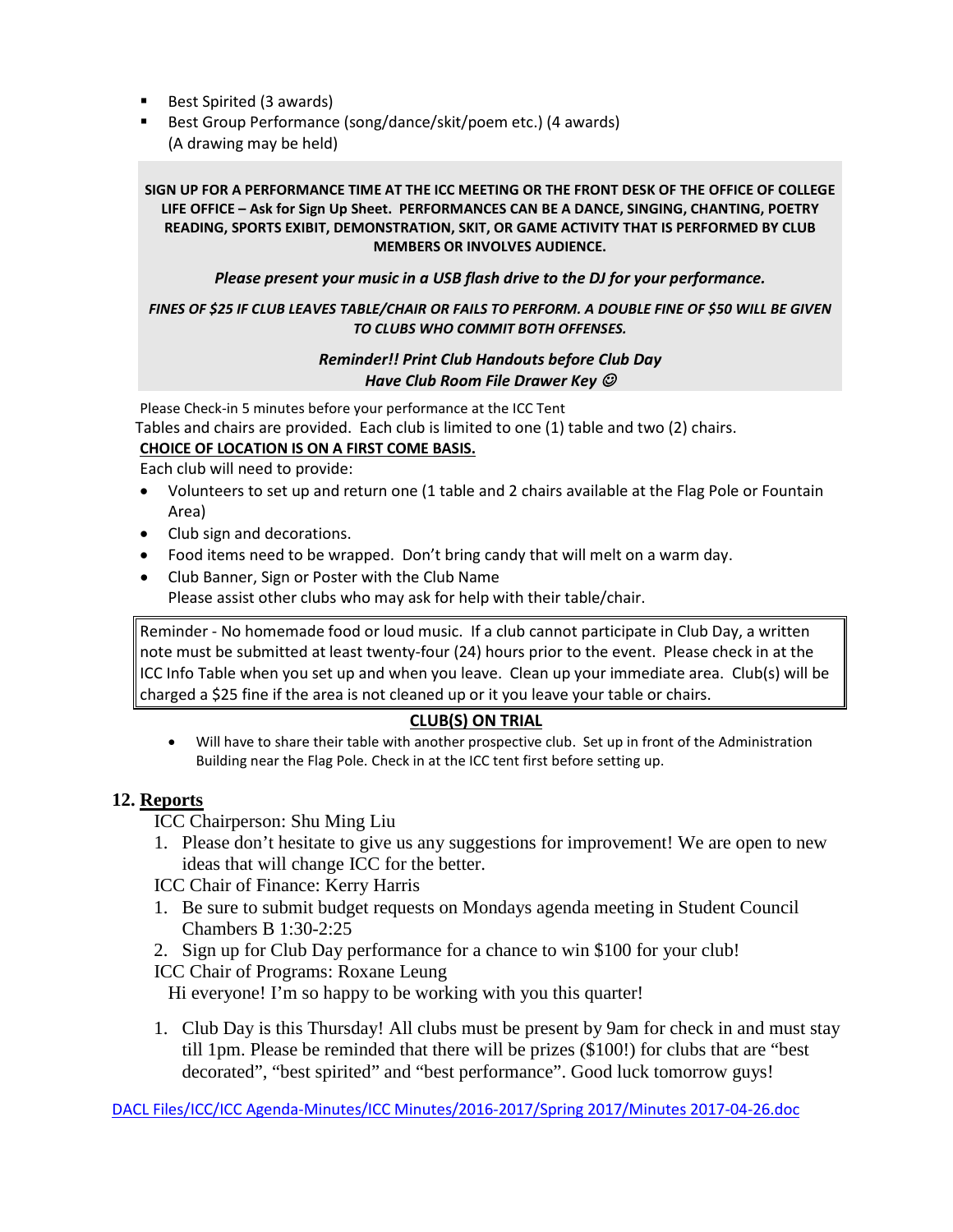- Best Spirited (3 awards)
- Best Group Performance (song/dance/skit/poem etc.) (4 awards)
  (A drawing may be held)

**SIGN UP FOR A PERFORMANCE TIME AT THE ICC MEETING OR THE FRONT DESK OF THE OFFICE OF COLLEGE LIFE OFFICE – Ask for Sign Up Sheet. PERFORMANCES CAN BE A DANCE, SINGING, CHANTING, POETRY READING, SPORTS EXIBIT, DEMONSTRATION, SKIT, OR GAME ACTIVITY THAT IS PERFORMED BY CLUB MEMBERS OR INVOLVES AUDIENCE.**

***Please present your music in a USB flash drive to the DJ for your performance.***

***FINES OF $25 IF CLUB LEAVES TABLE/CHAIR OR FAILS TO PERFORM. A DOUBLE FINE OF $50 WILL BE GIVEN TO CLUBS WHO COMMIT BOTH OFFENSES.***

***Reminder!! Print Club Handouts before Club Day***
***Have Club Room File Drawer Key ☺***

Please Check-in 5 minutes before your performance at the ICC Tent

Tables and chairs are provided. Each club is limited to one (1) table and two (2) chairs.

**CHOICE OF LOCATION IS ON A FIRST COME BASIS.**

Each club will need to provide:

- Volunteers to set up and return one (1 table and 2 chairs available at the Flag Pole or Fountain Area)
- Club sign and decorations.
- Food items need to be wrapped. Don't bring candy that will melt on a warm day.
- Club Banner, Sign or Poster with the Club Name
  Please assist other clubs who may ask for help with their table/chair.

Reminder - No homemade food or loud music. If a club cannot participate in Club Day, a written note must be submitted at least twenty-four (24) hours prior to the event. Please check in at the ICC Info Table when you set up and when you leave. Clean up your immediate area. Club(s) will be charged a $25 fine if the area is not cleaned up or it you leave your table or chairs.

**CLUB(S) ON TRIAL**

- Will have to share their table with another prospective club. Set up in front of the Administration Building near the Flag Pole. Check in at the ICC tent first before setting up.

## 12. Reports

ICC Chairperson: Shu Ming Liu

1. Please don't hesitate to give us any suggestions for improvement! We are open to new ideas that will change ICC for the better.

ICC Chair of Finance: Kerry Harris

1. Be sure to submit budget requests on Mondays agenda meeting in Student Council Chambers B 1:30-2:25
2. Sign up for Club Day performance for a chance to win $100 for your club!

ICC Chair of Programs: Roxane Leung

Hi everyone! I'm so happy to be working with you this quarter!

1. Club Day is this Thursday! All clubs must be present by 9am for check in and must stay till 1pm. Please be reminded that there will be prizes ($100!) for clubs that are "best decorated", "best spirited" and "best performance". Good luck tomorrow guys!

DACL Files/ICC/ICC Agenda-Minutes/ICC Minutes/2016-2017/Spring 2017/Minutes 2017-04-26.doc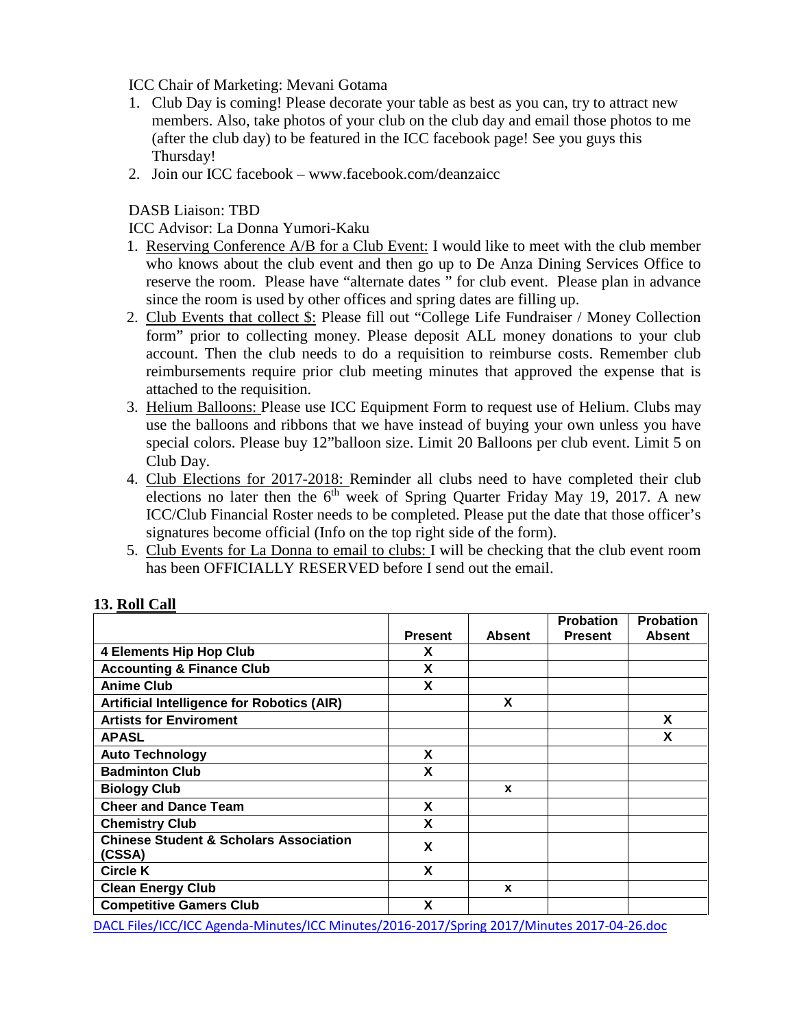ICC Chair of Marketing: Mevani Gotama

1. Club Day is coming! Please decorate your table as best as you can, try to attract new members. Also, take photos of your club on the club day and email those photos to me (after the club day) to be featured in the ICC facebook page! See you guys this Thursday!
2. Join our ICC facebook – www.facebook.com/deanzaicc

DASB Liaison: TBD

ICC Advisor: La Donna Yumori-Kaku

1. Reserving Conference A/B for a Club Event: I would like to meet with the club member who knows about the club event and then go up to De Anza Dining Services Office to reserve the room. Please have "alternate dates " for club event. Please plan in advance since the room is used by other offices and spring dates are filling up.
2. Club Events that collect $: Please fill out "College Life Fundraiser / Money Collection form" prior to collecting money. Please deposit ALL money donations to your club account. Then the club needs to do a requisition to reimburse costs. Remember club reimbursements require prior club meeting minutes that approved the expense that is attached to the requisition.
3. Helium Balloons: Please use ICC Equipment Form to request use of Helium. Clubs may use the balloons and ribbons that we have instead of buying your own unless you have special colors. Please buy 12"balloon size. Limit 20 Balloons per club event. Limit 5 on Club Day.
4. Club Elections for 2017-2018: Reminder all clubs need to have completed their club elections no later then the 6th week of Spring Quarter Friday May 19, 2017. A new ICC/Club Financial Roster needs to be completed. Please put the date that those officer's signatures become official (Info on the top right side of the form).
5. Club Events for La Donna to email to clubs: I will be checking that the club event room has been OFFICIALLY RESERVED before I send out the email.

## 13. Roll Call

| | Present | Absent | Probation Present | Probation Absent |
|---|---|---|---|---|
| **4 Elements Hip Hop Club** | X | | | |
| **Accounting & Finance Club** | X | | | |
| **Anime Club** | X | | | |
| **Artificial Intelligence for Robotics (AIR)** | | X | | |
| **Artists for Enviroment** | | | | X |
| **APASL** | | | | X |
| **Auto Technology** | X | | | |
| **Badminton Club** | X | | | |
| **Biology Club** | | x | | |
| **Cheer and Dance Team** | X | | | |
| **Chemistry Club** | X | | | |
| **Chinese Student & Scholars Association (CSSA)** | X | | | |
| **Circle K** | X | | | |
| **Clean Energy Club** | | x | | |
| **Competitive Gamers Club** | X | | | |

DACL Files/ICC/ICC Agenda-Minutes/ICC Minutes/2016-2017/Spring 2017/Minutes 2017-04-26.doc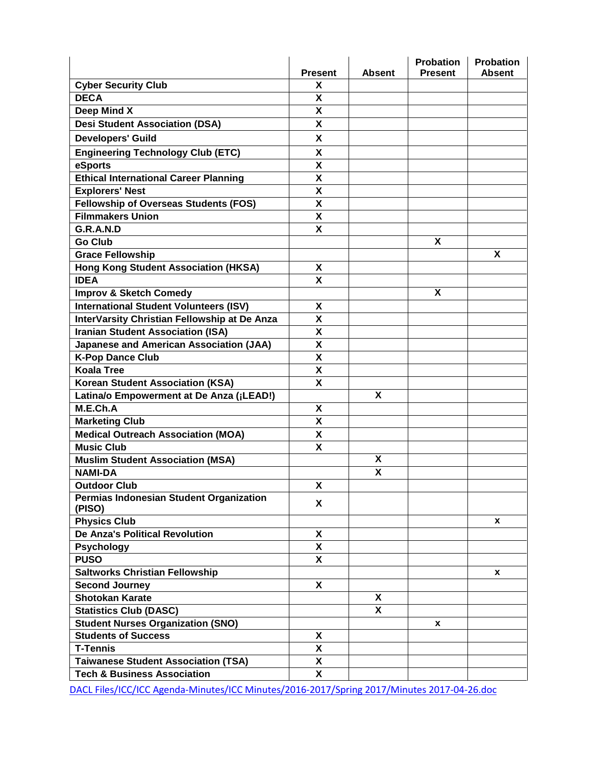| | Present | Absent | Probation Present | Probation Absent |
|---|---|---|---|---|
| **Cyber Security Club** | X | | | |
| **DECA** | X | | | |
| **Deep Mind X** | X | | | |
| **Desi Student Association (DSA)** | X | | | |
| **Developers' Guild** | X | | | |
| **Engineering Technology Club (ETC)** | X | | | |
| **eSports** | X | | | |
| **Ethical International Career Planning** | X | | | |
| **Explorers' Nest** | X | | | |
| **Fellowship of Overseas Students (FOS)** | X | | | |
| **Filmmakers Union** | X | | | |
| **G.R.A.N.D** | X | | | |
| **Go Club** | | | X | |
| **Grace Fellowship** | | | | X |
| **Hong Kong Student Association (HKSA)** | X | | | |
| **IDEA** | X | | | |
| **Improv & Sketch Comedy** | | | X | |
| **International Student Volunteers (ISV)** | X | | | |
| **InterVarsity Christian Fellowship at De Anza** | X | | | |
| **Iranian Student Association (ISA)** | X | | | |
| **Japanese and American Association (JAA)** | X | | | |
| **K-Pop Dance Club** | X | | | |
| **Koala Tree** | X | | | |
| **Korean Student Association (KSA)** | X | | | |
| **Latina/o Empowerment at De Anza (¡LEAD!)** | | X | | |
| **M.E.Ch.A** | X | | | |
| **Marketing Club** | X | | | |
| **Medical Outreach Association (MOA)** | X | | | |
| **Music Club** | X | | | |
| **Muslim Student Association (MSA)** | | X | | |
| **NAMI-DA** | | X | | |
| **Outdoor Club** | X | | | |
| **Permias Indonesian Student Organization (PISO)** | X | | | |
| **Physics Club** | | | | x |
| **De Anza's Political Revolution** | X | | | |
| **Psychology** | X | | | |
| **PUSO** | X | | | |
| **Saltworks Christian Fellowship** | | | | x |
| **Second Journey** | X | | | |
| **Shotokan Karate** | | X | | |
| **Statistics Club (DASC)** | | X | | |
| **Student Nurses Organization (SNO)** | | | x | |
| **Students of Success** | X | | | |
| **T-Tennis** | X | | | |
| **Taiwanese Student Association (TSA)** | X | | | |
| **Tech & Business Association** | X | | | |

DACL Files/ICC/ICC Agenda-Minutes/ICC Minutes/2016-2017/Spring 2017/Minutes 2017-04-26.doc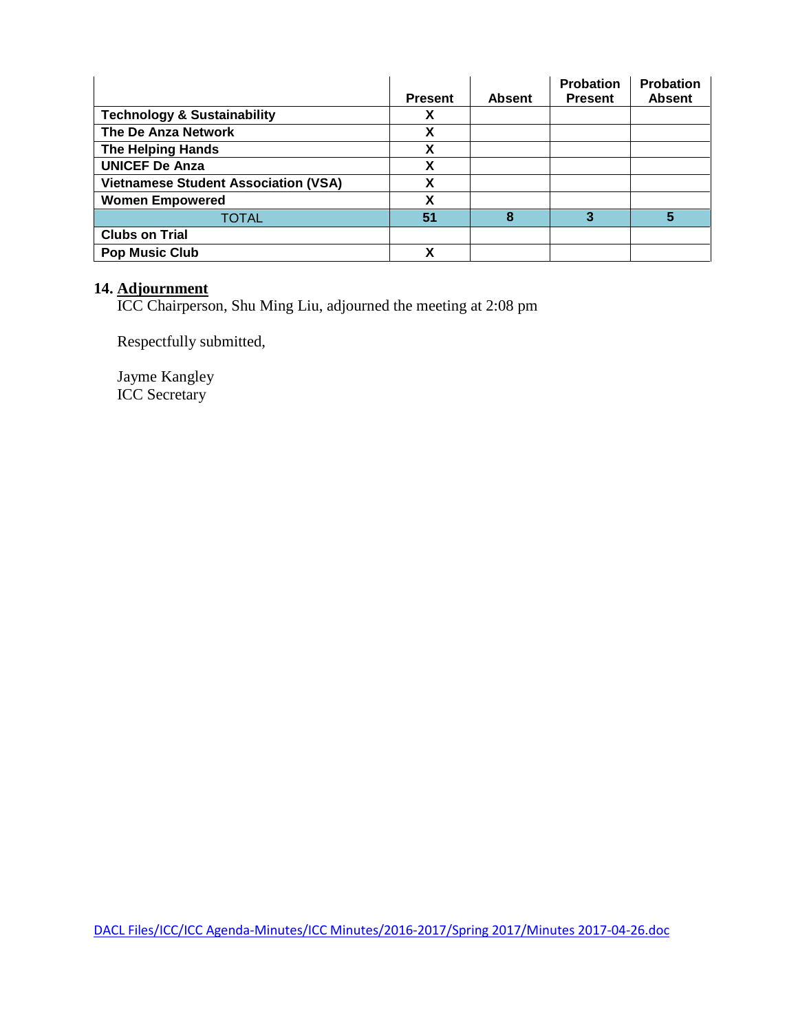| | Present | Absent | Probation Present | Probation Absent |
|---|---|---|---|---|
| **Technology & Sustainability** | X | | | |
| **The De Anza Network** | X | | | |
| **The Helping Hands** | X | | | |
| **UNICEF De Anza** | X | | | |
| **Vietnamese Student Association (VSA)** | X | | | |
| **Women Empowered** | X | | | |
| TOTAL | 51 | 8 | 3 | 5 |
| **Clubs on Trial** | | | | |
| **Pop Music Club** | X | | | |

**14. Adjournment**

ICC Chairperson, Shu Ming Liu, adjourned the meeting at 2:08 pm

Respectfully submitted,

Jayme Kangley
ICC Secretary

DACL Files/ICC/ICC Agenda-Minutes/ICC Minutes/2016-2017/Spring 2017/Minutes 2017-04-26.doc